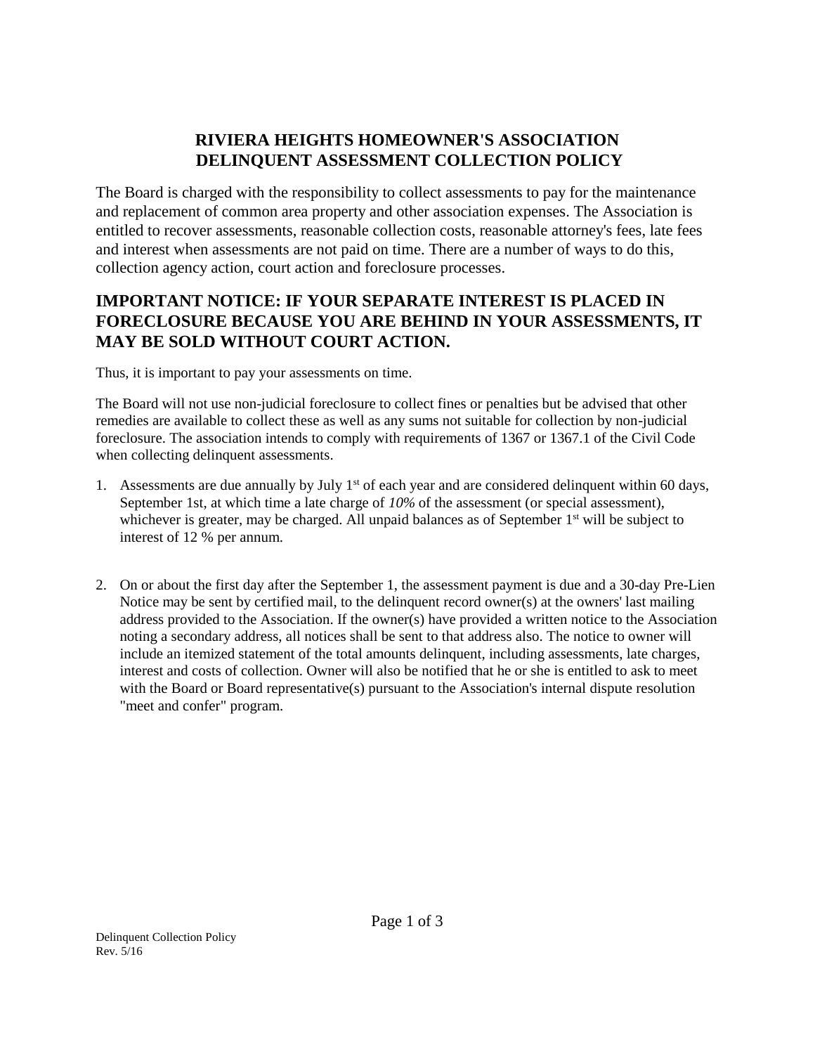# RIVIERA HEIGHTS HOMEOWNER'S ASSOCIATION
# DELINQUENT ASSESSMENT COLLECTION POLICY

The Board is charged with the responsibility to collect assessments to pay for the maintenance and replacement of common area property and other association expenses. The Association is entitled to recover assessments, reasonable collection costs, reasonable attorney's fees, late fees and interest when assessments are not paid on time. There are a number of ways to do this, collection agency action, court action and foreclosure processes.

## IMPORTANT NOTICE: IF YOUR SEPARATE INTEREST IS PLACED IN FORECLOSURE BECAUSE YOU ARE BEHIND IN YOUR ASSESSMENTS, IT MAY BE SOLD WITHOUT COURT ACTION.

Thus, it is important to pay your assessments on time.

The Board will not use non-judicial foreclosure to collect fines or penalties but be advised that other remedies are available to collect these as well as any sums not suitable for collection by non-judicial foreclosure. The association intends to comply with requirements of 1367 or 1367.1 of the Civil Code when collecting delinquent assessments.

1. Assessments are due annually by July 1st of each year and are considered delinquent within 60 days, September 1st, at which time a late charge of *10%* of the assessment (or special assessment), whichever is greater, may be charged. All unpaid balances as of September 1st will be subject to interest of 12 % per annum.

2. On or about the first day after the September 1, the assessment payment is due and a 30-day Pre-Lien Notice may be sent by certified mail, to the delinquent record owner(s) at the owners' last mailing address provided to the Association. If the owner(s) have provided a written notice to the Association noting a secondary address, all notices shall be sent to that address also. The notice to owner will include an itemized statement of the total amounts delinquent, including assessments, late charges, interest and costs of collection. Owner will also be notified that he or she is entitled to ask to meet with the Board or Board representative(s) pursuant to the Association's internal dispute resolution "meet and confer" program.

Delinquent Collection Policy
Rev. 5/16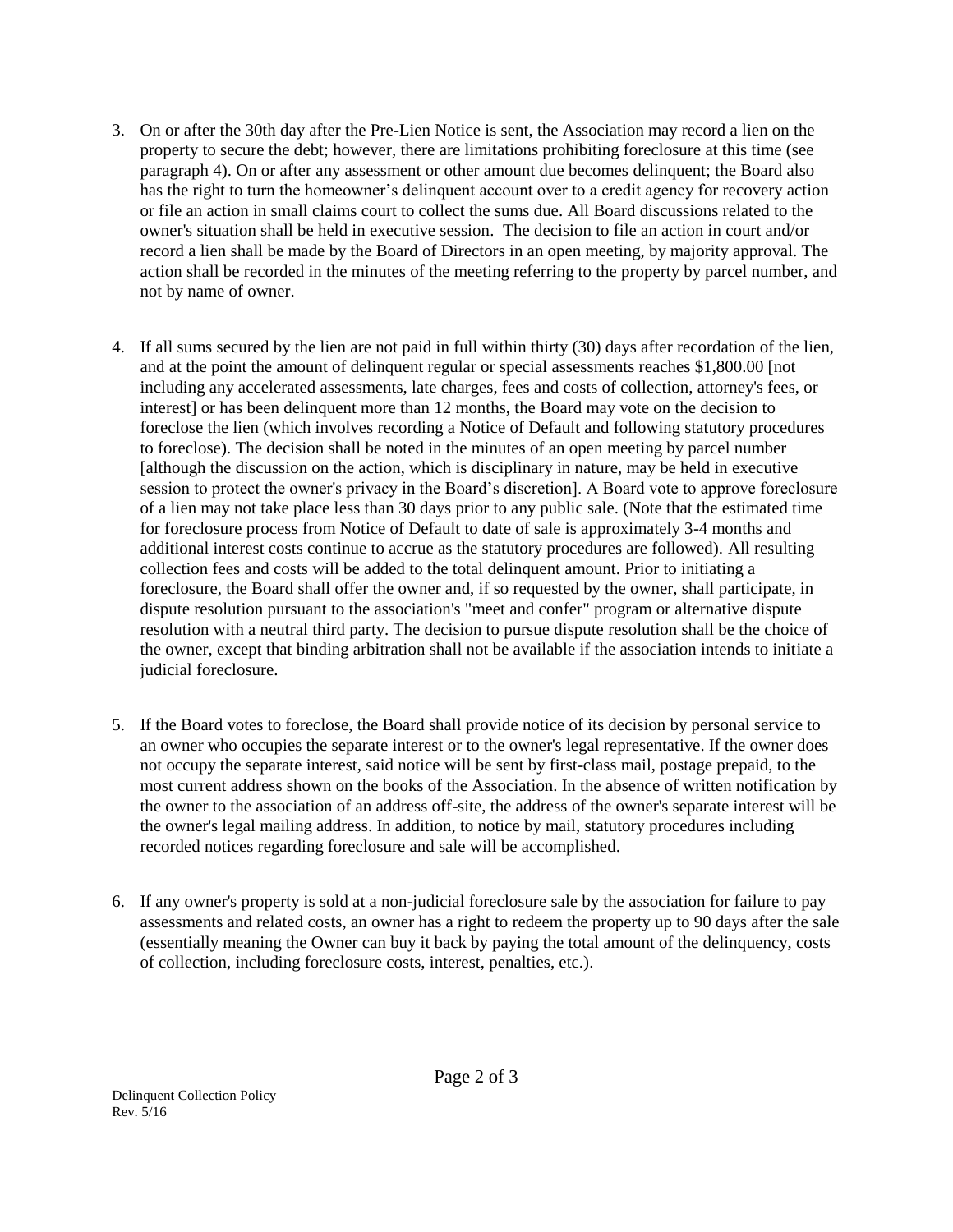3. On or after the 30th day after the Pre-Lien Notice is sent, the Association may record a lien on the property to secure the debt; however, there are limitations prohibiting foreclosure at this time (see paragraph 4). On or after any assessment or other amount due becomes delinquent; the Board also has the right to turn the homeowner's delinquent account over to a credit agency for recovery action or file an action in small claims court to collect the sums due. All Board discussions related to the owner's situation shall be held in executive session. The decision to file an action in court and/or record a lien shall be made by the Board of Directors in an open meeting, by majority approval. The action shall be recorded in the minutes of the meeting referring to the property by parcel number, and not by name of owner.

4. If all sums secured by the lien are not paid in full within thirty (30) days after recordation of the lien, and at the point the amount of delinquent regular or special assessments reaches $1,800.00 [not including any accelerated assessments, late charges, fees and costs of collection, attorney's fees, or interest] or has been delinquent more than 12 months, the Board may vote on the decision to foreclose the lien (which involves recording a Notice of Default and following statutory procedures to foreclose). The decision shall be noted in the minutes of an open meeting by parcel number [although the discussion on the action, which is disciplinary in nature, may be held in executive session to protect the owner's privacy in the Board's discretion]. A Board vote to approve foreclosure of a lien may not take place less than 30 days prior to any public sale. (Note that the estimated time for foreclosure process from Notice of Default to date of sale is approximately 3-4 months and additional interest costs continue to accrue as the statutory procedures are followed). All resulting collection fees and costs will be added to the total delinquent amount. Prior to initiating a foreclosure, the Board shall offer the owner and, if so requested by the owner, shall participate, in dispute resolution pursuant to the association's "meet and confer" program or alternative dispute resolution with a neutral third party. The decision to pursue dispute resolution shall be the choice of the owner, except that binding arbitration shall not be available if the association intends to initiate a judicial foreclosure.

5. If the Board votes to foreclose, the Board shall provide notice of its decision by personal service to an owner who occupies the separate interest or to the owner's legal representative. If the owner does not occupy the separate interest, said notice will be sent by first-class mail, postage prepaid, to the most current address shown on the books of the Association. In the absence of written notification by the owner to the association of an address off-site, the address of the owner's separate interest will be the owner's legal mailing address. In addition, to notice by mail, statutory procedures including recorded notices regarding foreclosure and sale will be accomplished.

6. If any owner's property is sold at a non-judicial foreclosure sale by the association for failure to pay assessments and related costs, an owner has a right to redeem the property up to 90 days after the sale (essentially meaning the Owner can buy it back by paying the total amount of the delinquency, costs of collection, including foreclosure costs, interest, penalties, etc.).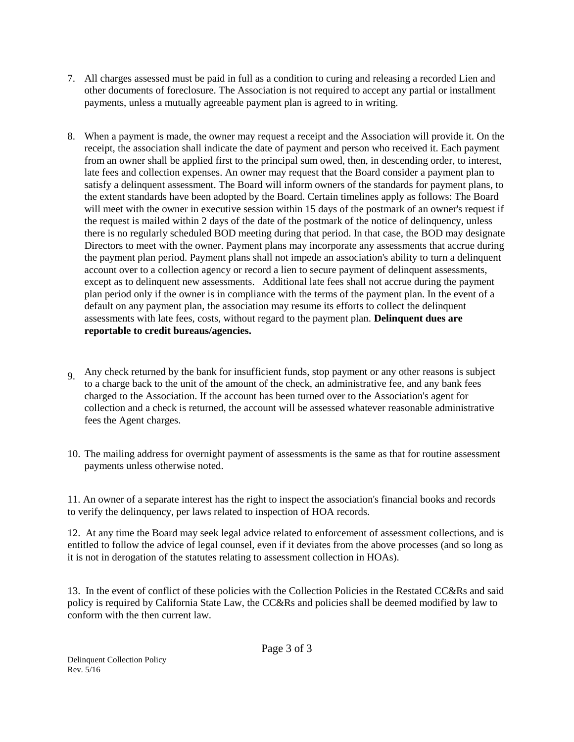7. All charges assessed must be paid in full as a condition to curing and releasing a recorded Lien and other documents of foreclosure. The Association is not required to accept any partial or installment payments, unless a mutually agreeable payment plan is agreed to in writing.

8. When a payment is made, the owner may request a receipt and the Association will provide it. On the receipt, the association shall indicate the date of payment and person who received it. Each payment from an owner shall be applied first to the principal sum owed, then, in descending order, to interest, late fees and collection expenses. An owner may request that the Board consider a payment plan to satisfy a delinquent assessment. The Board will inform owners of the standards for payment plans, to the extent standards have been adopted by the Board. Certain timelines apply as follows: The Board will meet with the owner in executive session within 15 days of the postmark of an owner's request if the request is mailed within 2 days of the date of the postmark of the notice of delinquency, unless there is no regularly scheduled BOD meeting during that period. In that case, the BOD may designate Directors to meet with the owner. Payment plans may incorporate any assessments that accrue during the payment plan period. Payment plans shall not impede an association's ability to turn a delinquent account over to a collection agency or record a lien to secure payment of delinquent assessments, except as to delinquent new assessments. Additional late fees shall not accrue during the payment plan period only if the owner is in compliance with the terms of the payment plan. In the event of a default on any payment plan, the association may resume its efforts to collect the delinquent assessments with late fees, costs, without regard to the payment plan. **Delinquent dues are reportable to credit bureaus/agencies.**

9. Any check returned by the bank for insufficient funds, stop payment or any other reasons is subject to a charge back to the unit of the amount of the check, an administrative fee, and any bank fees charged to the Association. If the account has been turned over to the Association's agent for collection and a check is returned, the account will be assessed whatever reasonable administrative fees the Agent charges.

10. The mailing address for overnight payment of assessments is the same as that for routine assessment payments unless otherwise noted.

11. An owner of a separate interest has the right to inspect the association's financial books and records to verify the delinquency, per laws related to inspection of HOA records.

12. At any time the Board may seek legal advice related to enforcement of assessment collections, and is entitled to follow the advice of legal counsel, even if it deviates from the above processes (and so long as it is not in derogation of the statutes relating to assessment collection in HOAs).

13. In the event of conflict of these policies with the Collection Policies in the Restated CC&Rs and said policy is required by California State Law, the CC&Rs and policies shall be deemed modified by law to conform with the then current law.

Delinquent Collection Policy
Rev. 5/16